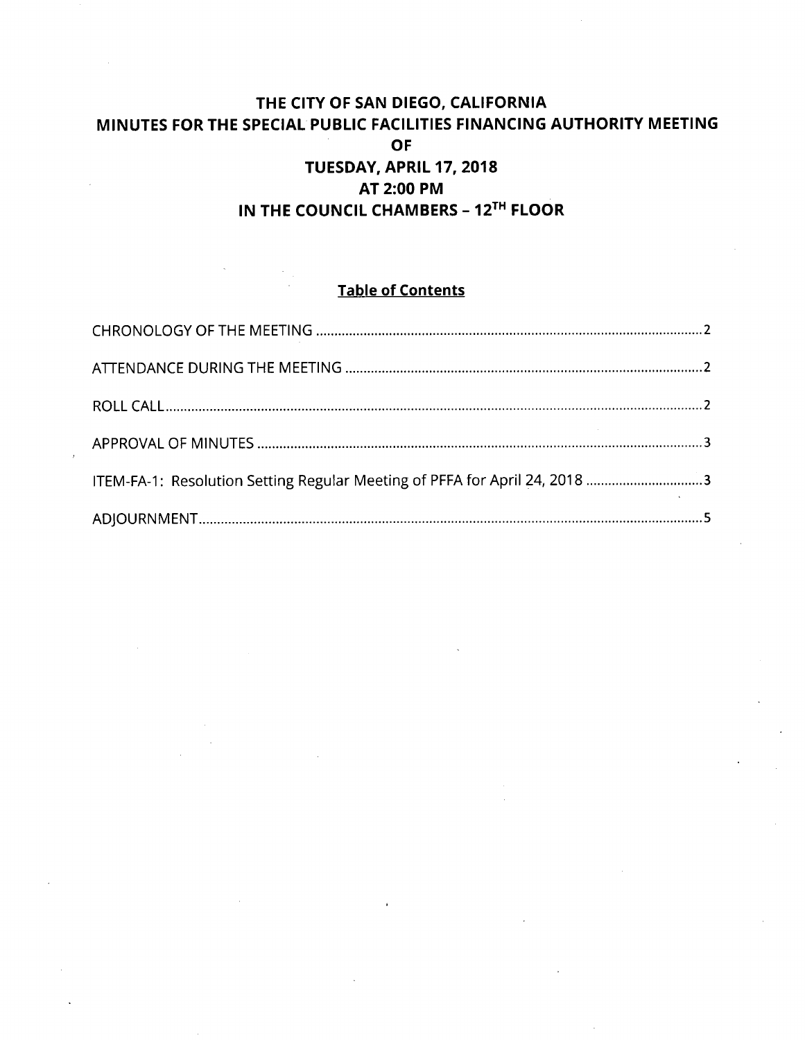# THE CITY OF SAN DIEGO, CALIFORNIA
# MINUTES FOR THE SPECIAL PUBLIC FACILITIES FINANCING AUTHORITY MEETING
# OF
# TUESDAY, APRIL 17, 2018
# AT 2:00 PM
# IN THE COUNCIL CHAMBERS – 12TH FLOOR

## Table of Contents

CHRONOLOGY OF THE MEETING .......................................................... 2

ATTENDANCE DURING THE MEETING .................................................. 2

ROLL CALL .................................................................................. 2

APPROVAL OF MINUTES ................................................................... 3

ITEM-FA-1: Resolution Setting Regular Meeting of PFFA for April 24, 2018 ................ 3

ADJOURNMENT .............................................................................. 5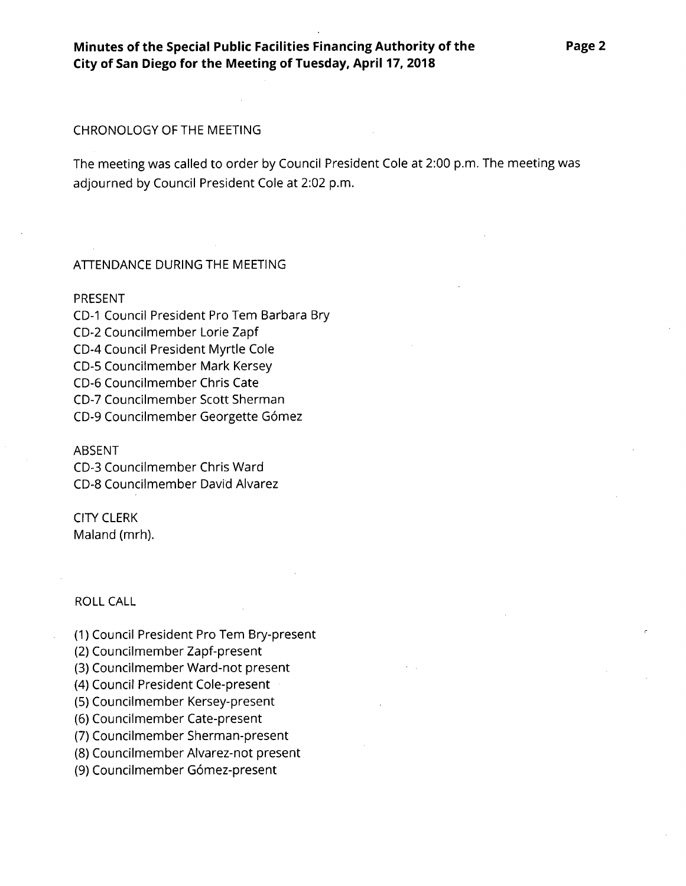CHRONOLOGY OF THE MEETING

The meeting was called to order by Council President Cole at 2:00 p.m. The meeting was adjourned by Council President Cole at 2:02 p.m.

ATTENDANCE DURING THE MEETING

PRESENT

CD-1 Council President Pro Tem Barbara Bry
CD-2 Councilmember Lorie Zapf
CD-4 Council President Myrtle Cole
CD-5 Councilmember Mark Kersey
CD-6 Councilmember Chris Cate
CD-7 Councilmember Scott Sherman
CD-9 Councilmember Georgette Gómez

ABSENT

CD-3 Councilmember Chris Ward
CD-8 Councilmember David Alvarez

CITY CLERK

Maland (mrh).

ROLL CALL

(1) Council President Pro Tem Bry-present
(2) Councilmember Zapf-present
(3) Councilmember Ward-not present
(4) Council President Cole-present
(5) Councilmember Kersey-present
(6) Councilmember Cate-present
(7) Councilmember Sherman-present
(8) Councilmember Alvarez-not present
(9) Councilmember Gómez-present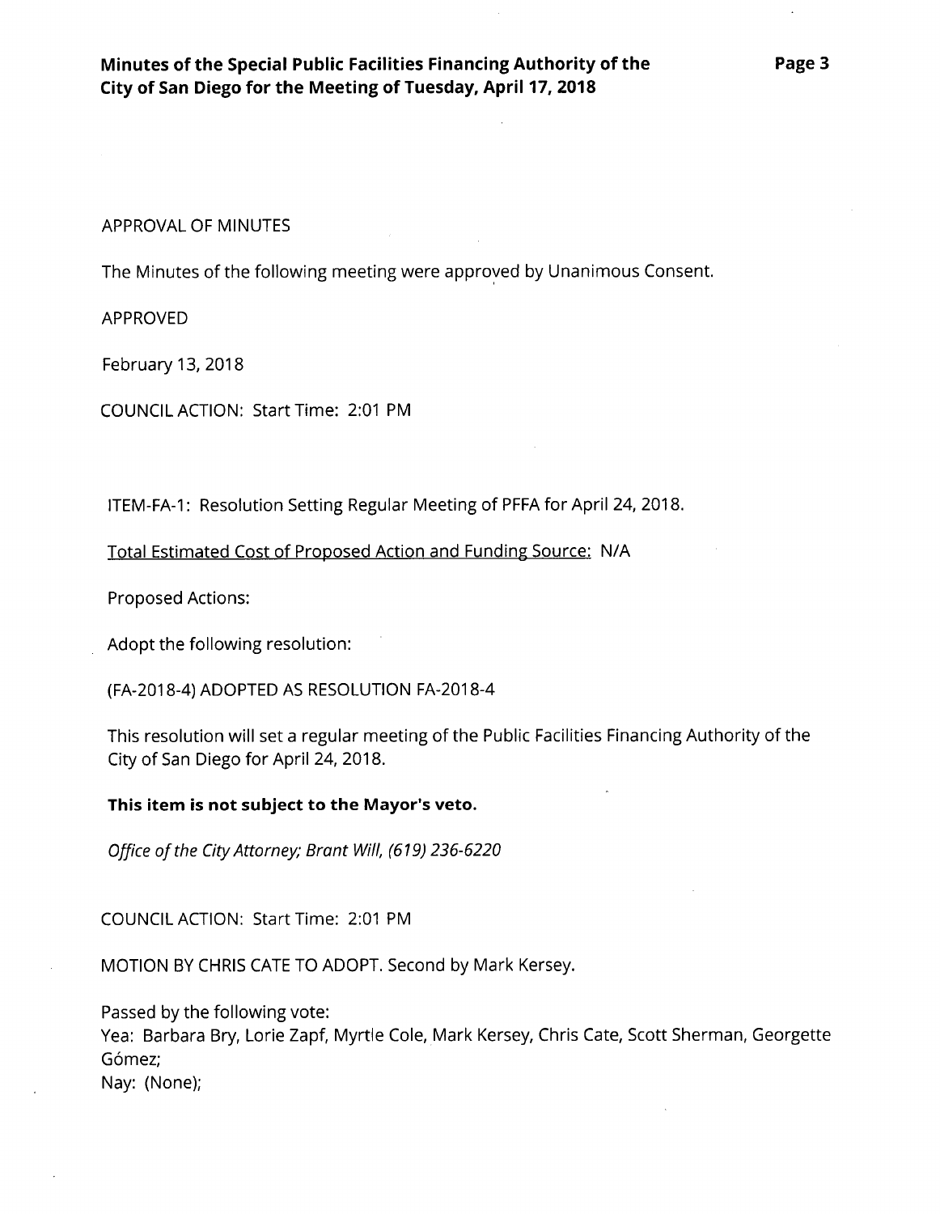APPROVAL OF MINUTES

The Minutes of the following meeting were approved by Unanimous Consent.

APPROVED

February 13, 2018

COUNCIL ACTION: Start Time: 2:01 PM

ITEM-FA-1: Resolution Setting Regular Meeting of PFFA for April 24, 2018.

Total Estimated Cost of Proposed Action and Funding Source: N/A

Proposed Actions:

Adopt the following resolution:

(FA-2018-4) ADOPTED AS RESOLUTION FA-2018-4

This resolution will set a regular meeting of the Public Facilities Financing Authority of the City of San Diego for April 24, 2018.

**This item is not subject to the Mayor's veto.**

*Office of the City Attorney; Brant Will, (619) 236-6220*

COUNCIL ACTION: Start Time: 2:01 PM

MOTION BY CHRIS CATE TO ADOPT. Second by Mark Kersey.

Passed by the following vote:
Yea: Barbara Bry, Lorie Zapf, Myrtle Cole, Mark Kersey, Chris Cate, Scott Sherman, Georgette Gómez;
Nay: (None);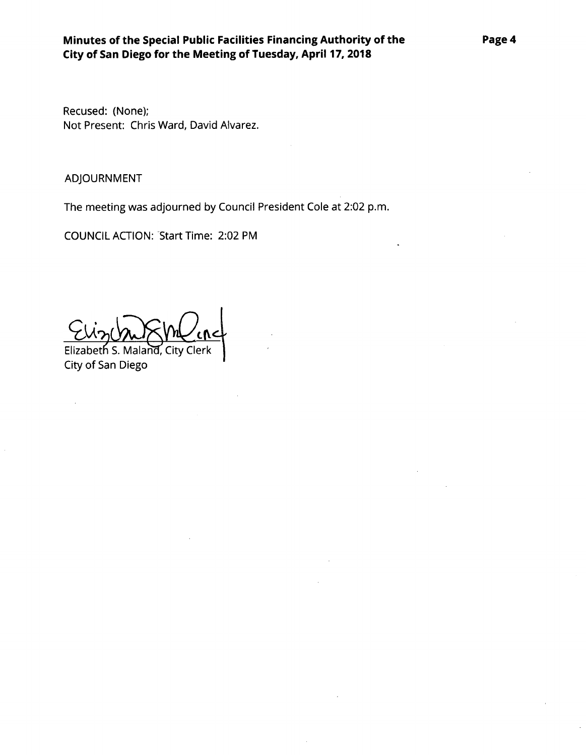Recused: (None);
Not Present: Chris Ward, David Alvarez.

ADJOURNMENT

The meeting was adjourned by Council President Cole at 2:02 p.m.

COUNCIL ACTION: Start Time: 2:02 PM

Elizabeth S. Maland, City Clerk
City of San Diego